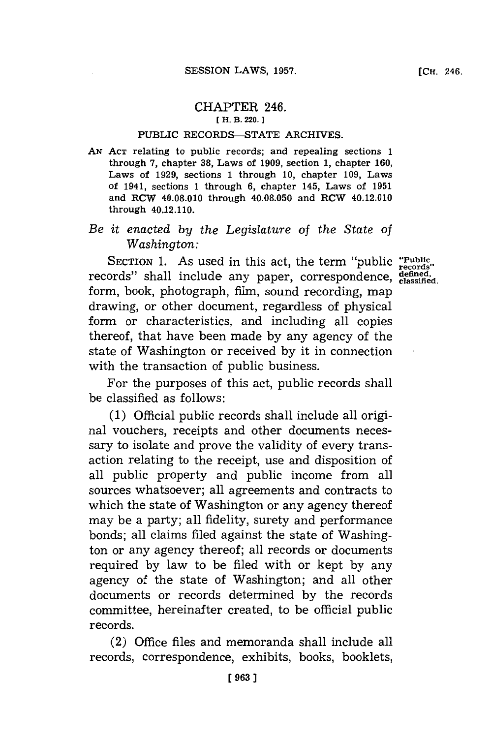# CHAPTER 246.

[ H. B. 220. ]

## PUBLIC RECORDS—STATE ARCHIVES.

AN ACT relating to public records; and repealing sections 1 through 7, chapter 38, Laws of 1909, section 1, chapter 160, Laws of 1929, sections 1 through 10, chapter 109, Laws of 1941, sections 1 through 6, chapter 145, Laws of 1951 and RCW 40.08.010 through 40.08.050 and RCW 40.12.010 through 40.12.110.

*Be it enacted by the Legislature of the State of Washington:*

SECTION 1. As used in this act, the term "public records" shall include any paper, correspondence, form, book, photograph, film, sound recording, map drawing, or other document, regardless of physical form or characteristics, and including all copies thereof, that have been made by any agency of the state of Washington or received by it in connection with the transaction of public business.

"Public records" defined, classified.

For the purposes of this act, public records shall be classified as follows:

(1) Official public records shall include all original vouchers, receipts and other documents necessary to isolate and prove the validity of every transaction relating to the receipt, use and disposition of all public property and public income from all sources whatsoever; all agreements and contracts to which the state of Washington or any agency thereof may be a party; all fidelity, surety and performance bonds; all claims filed against the state of Washington or any agency thereof; all records or documents required by law to be filed with or kept by any agency of the state of Washington; and all other documents or records determined by the records committee, hereinafter created, to be official public records.

(2) Office files and memoranda shall include all records, correspondence, exhibits, books, booklets,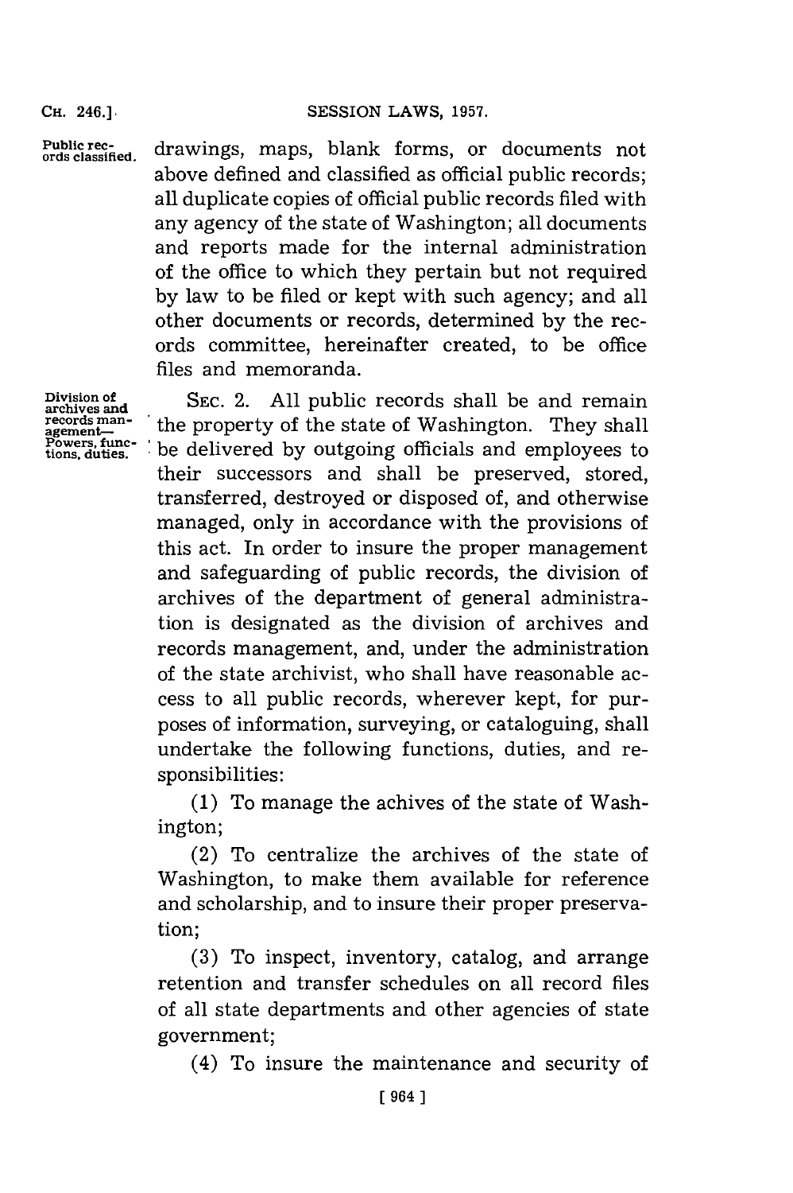Public records classified.

drawings, maps, blank forms, or documents not above defined and classified as official public records; all duplicate copies of official public records filed with any agency of the state of Washington; all documents and reports made for the internal administration of the office to which they pertain but not required by law to be filed or kept with such agency; and all other documents or records, determined by the records committee, hereinafter created, to be office files and memoranda.

Division of archives and records management—Powers, functions, duties.

SEC. 2. All public records shall be and remain the property of the state of Washington. They shall be delivered by outgoing officials and employees to their successors and shall be preserved, stored, transferred, destroyed or disposed of, and otherwise managed, only in accordance with the provisions of this act. In order to insure the proper management and safeguarding of public records, the division of archives of the department of general administration is designated as the division of archives and records management, and, under the administration of the state archivist, who shall have reasonable access to all public records, wherever kept, for purposes of information, surveying, or cataloguing, shall undertake the following functions, duties, and responsibilities:

(1) To manage the achives of the state of Washington;

(2) To centralize the archives of the state of Washington, to make them available for reference and scholarship, and to insure their proper preservation;

(3) To inspect, inventory, catalog, and arrange retention and transfer schedules on all record files of all state departments and other agencies of state government;

(4) To insure the maintenance and security of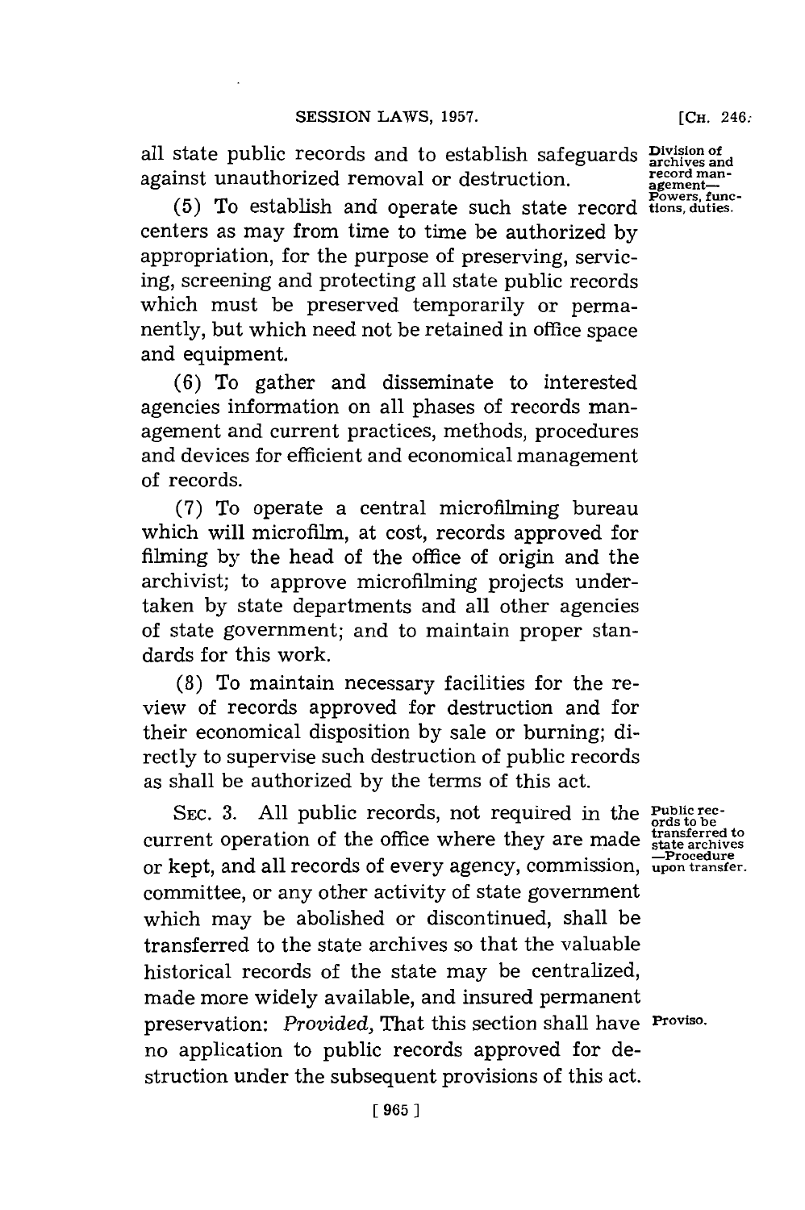all state public records and to establish safeguards against unauthorized removal or destruction.

Division of archives and record management—Powers, functions, duties.

(5) To establish and operate such state record centers as may from time to time be authorized by appropriation, for the purpose of preserving, servicing, screening and protecting all state public records which must be preserved temporarily or permanently, but which need not be retained in office space and equipment.

(6) To gather and disseminate to interested agencies information on all phases of records management and current practices, methods, procedures and devices for efficient and economical management of records.

(7) To operate a central microfilming bureau which will microfilm, at cost, records approved for filming by the head of the office of origin and the archivist; to approve microfilming projects undertaken by state departments and all other agencies of state government; and to maintain proper standards for this work.

(8) To maintain necessary facilities for the review of records approved for destruction and for their economical disposition by sale or burning; directly to supervise such destruction of public records as shall be authorized by the terms of this act.

Public records to be transferred to state archives—Procedure upon transfer.

SEC. 3. All public records, not required in the current operation of the office where they are made or kept, and all records of every agency, commission, committee, or any other activity of state government which may be abolished or discontinued, shall be transferred to the state archives so that the valuable historical records of the state may be centralized, made more widely available, and insured permanent preservation: *Provided,* That this section shall have no application to public records approved for destruction under the subsequent provisions of this act.

Proviso.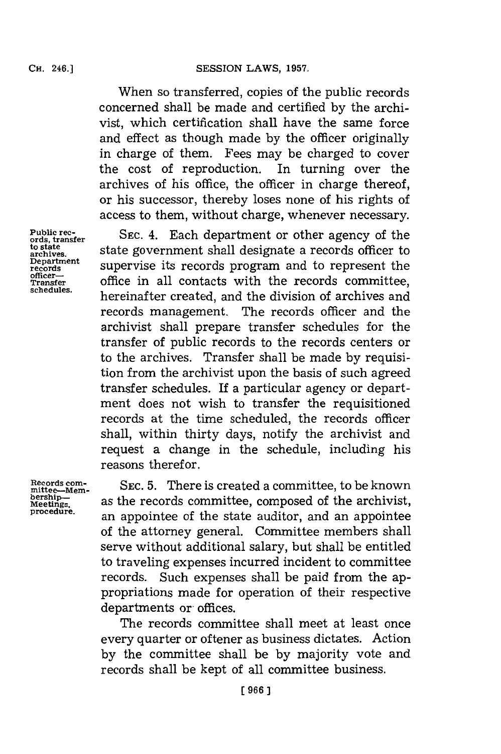When so transferred, copies of the public records concerned shall be made and certified by the archivist, which certification shall have the same force and effect as though made by the officer originally in charge of them. Fees may be charged to cover the cost of reproduction. In turning over the archives of his office, the officer in charge thereof, or his successor, thereby loses none of his rights of access to them, without charge, whenever necessary.

Public records, transfer to state archives. Department records officer—Transfer schedules.

SEC. 4. Each department or other agency of the state government shall designate a records officer to supervise its records program and to represent the office in all contacts with the records committee, hereinafter created, and the division of archives and records management. The records officer and the archivist shall prepare transfer schedules for the transfer of public records to the records centers or to the archives. Transfer shall be made by requisition from the archivist upon the basis of such agreed transfer schedules. If a particular agency or department does not wish to transfer the requisitioned records at the time scheduled, the records officer shall, within thirty days, notify the archivist and request a change in the schedule, including his reasons therefor.

Records committee—Membership—Meetings, procedure.

SEC. 5. There is created a committee, to be known as the records committee, composed of the archivist, an appointee of the state auditor, and an appointee of the attorney general. Committee members shall serve without additional salary, but shall be entitled to traveling expenses incurred incident to committee records. Such expenses shall be paid from the appropriations made for operation of their respective departments or offices.

The records committee shall meet at least once every quarter or oftener as business dictates. Action by the committee shall be by majority vote and records shall be kept of all committee business.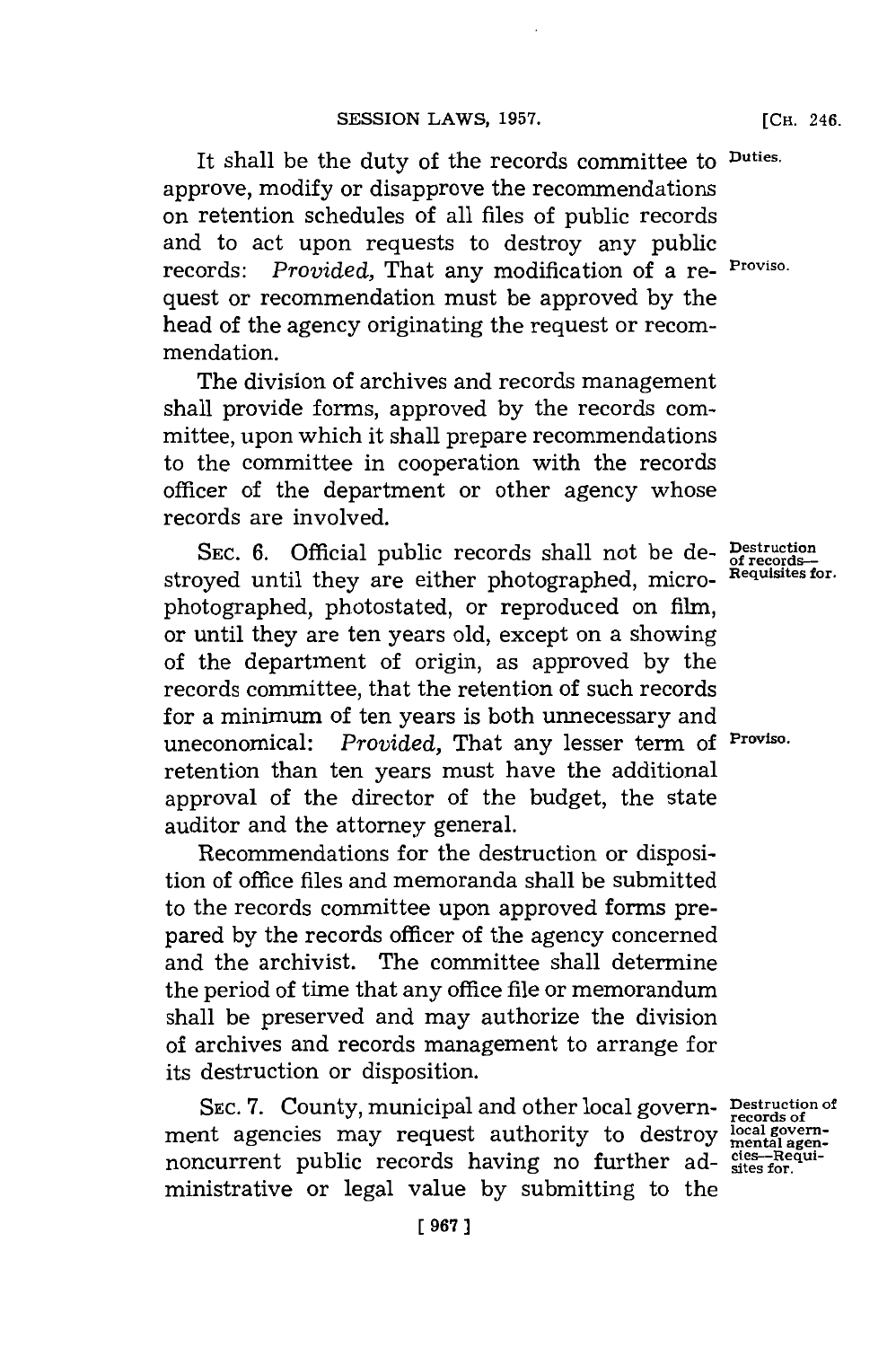It shall be the duty of the records committee to approve, modify or disapprove the recommendations on retention schedules of all files of public records and to act upon requests to destroy any public records: *Provided,* That any modification of a request or recommendation must be approved by the head of the agency originating the request or recommendation.

Duties.

Proviso.

The division of archives and records management shall provide forms, approved by the records committee, upon which it shall prepare recommendations to the committee in cooperation with the records officer of the department or other agency whose records are involved.

SEC. 6. Official public records shall not be destroyed until they are either photographed, microphotographed, photostated, or reproduced on film, or until they are ten years old, except on a showing of the department of origin, as approved by the records committee, that the retention of such records for a minimum of ten years is both unnecessary and uneconomical: *Provided,* That any lesser term of retention than ten years must have the additional approval of the director of the budget, the state auditor and the attorney general.

Destruction of records—Requisites for.

Proviso.

Recommendations for the destruction or disposition of office files and memoranda shall be submitted to the records committee upon approved forms prepared by the records officer of the agency concerned and the archivist. The committee shall determine the period of time that any office file or memorandum shall be preserved and may authorize the division of archives and records management to arrange for its destruction or disposition.

SEC. 7. County, municipal and other local government agencies may request authority to destroy noncurrent public records having no further administrative or legal value by submitting to the

Destruction of records of local governmental agencies—Requisites for.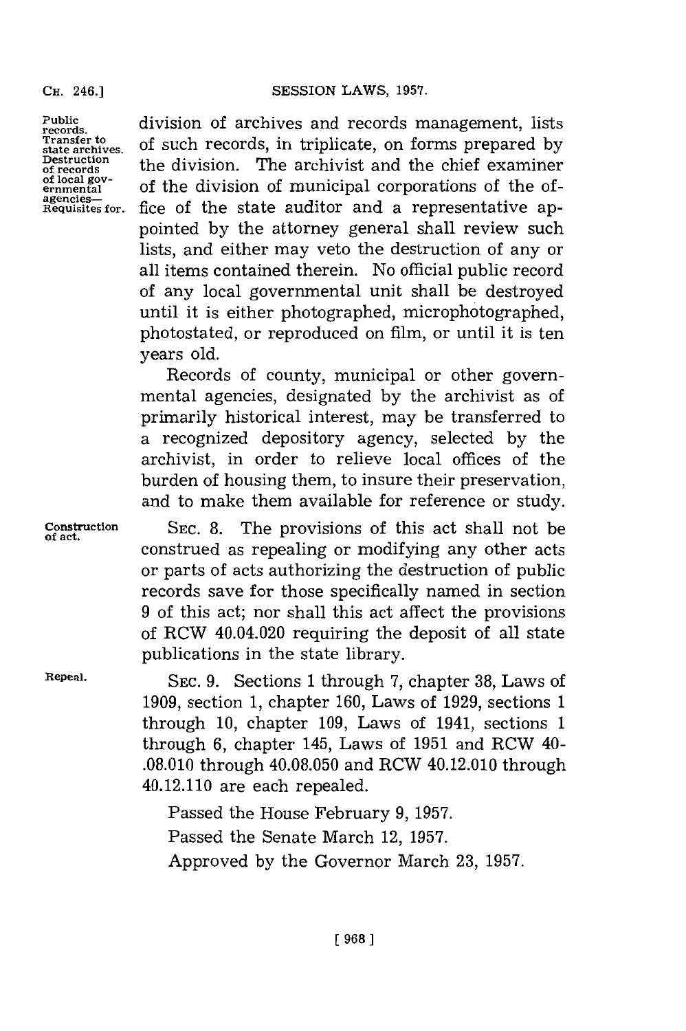division of archives and records management, lists of such records, in triplicate, on forms prepared by the division. The archivist and the chief examiner of the division of municipal corporations of the office of the state auditor and a representative appointed by the attorney general shall review such lists, and either may veto the destruction of any or all items contained therein. No official public record of any local governmental unit shall be destroyed until it is either photographed, microphotographed, photostated, or reproduced on film, or until it is ten years old.

Records of county, municipal or other governmental agencies, designated by the archivist as of primarily historical interest, may be transferred to a recognized depository agency, selected by the archivist, in order to relieve local offices of the burden of housing them, to insure their preservation, and to make them available for reference or study.

Construction of act.

SEC. 8. The provisions of this act shall not be construed as repealing or modifying any other acts or parts of acts authorizing the destruction of public records save for those specifically named in section 9 of this act; nor shall this act affect the provisions of RCW 40.04.020 requiring the deposit of all state publications in the state library.

Repeal.

SEC. 9. Sections 1 through 7, chapter 38, Laws of 1909, section 1, chapter 160, Laws of 1929, sections 1 through 10, chapter 109, Laws of 1941, sections 1 through 6, chapter 145, Laws of 1951 and RCW 40-.08.010 through 40.08.050 and RCW 40.12.010 through 40.12.110 are each repealed.

Passed the House February 9, 1957.

Passed the Senate March 12, 1957.

Approved by the Governor March 23, 1957.